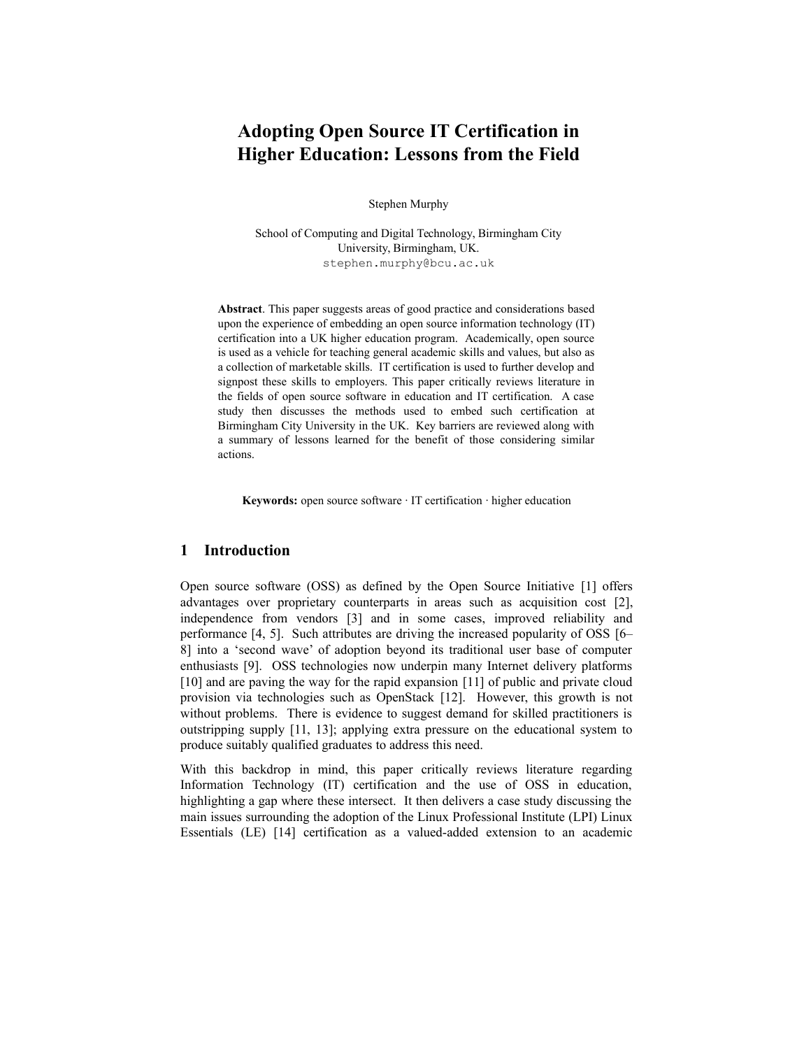# Adopting Open Source IT Certification in Higher Education: Lessons from the Field

Stephen Murphy

School of Computing and Digital Technology, Birmingham City University, Birmingham, UK.
stephen.murphy@bcu.ac.uk

**Abstract**. This paper suggests areas of good practice and considerations based upon the experience of embedding an open source information technology (IT) certification into a UK higher education program. Academically, open source is used as a vehicle for teaching general academic skills and values, but also as a collection of marketable skills. IT certification is used to further develop and signpost these skills to employers. This paper critically reviews literature in the fields of open source software in education and IT certification. A case study then discusses the methods used to embed such certification at Birmingham City University in the UK. Key barriers are reviewed along with a summary of lessons learned for the benefit of those considering similar actions.

**Keywords:** open source software · IT certification · higher education

## 1 Introduction

Open source software (OSS) as defined by the Open Source Initiative [1] offers advantages over proprietary counterparts in areas such as acquisition cost [2], independence from vendors [3] and in some cases, improved reliability and performance [4, 5]. Such attributes are driving the increased popularity of OSS [6–8] into a 'second wave' of adoption beyond its traditional user base of computer enthusiasts [9]. OSS technologies now underpin many Internet delivery platforms [10] and are paving the way for the rapid expansion [11] of public and private cloud provision via technologies such as OpenStack [12]. However, this growth is not without problems. There is evidence to suggest demand for skilled practitioners is outstripping supply [11, 13]; applying extra pressure on the educational system to produce suitably qualified graduates to address this need.

With this backdrop in mind, this paper critically reviews literature regarding Information Technology (IT) certification and the use of OSS in education, highlighting a gap where these intersect. It then delivers a case study discussing the main issues surrounding the adoption of the Linux Professional Institute (LPI) Linux Essentials (LE) [14] certification as a valued-added extension to an academic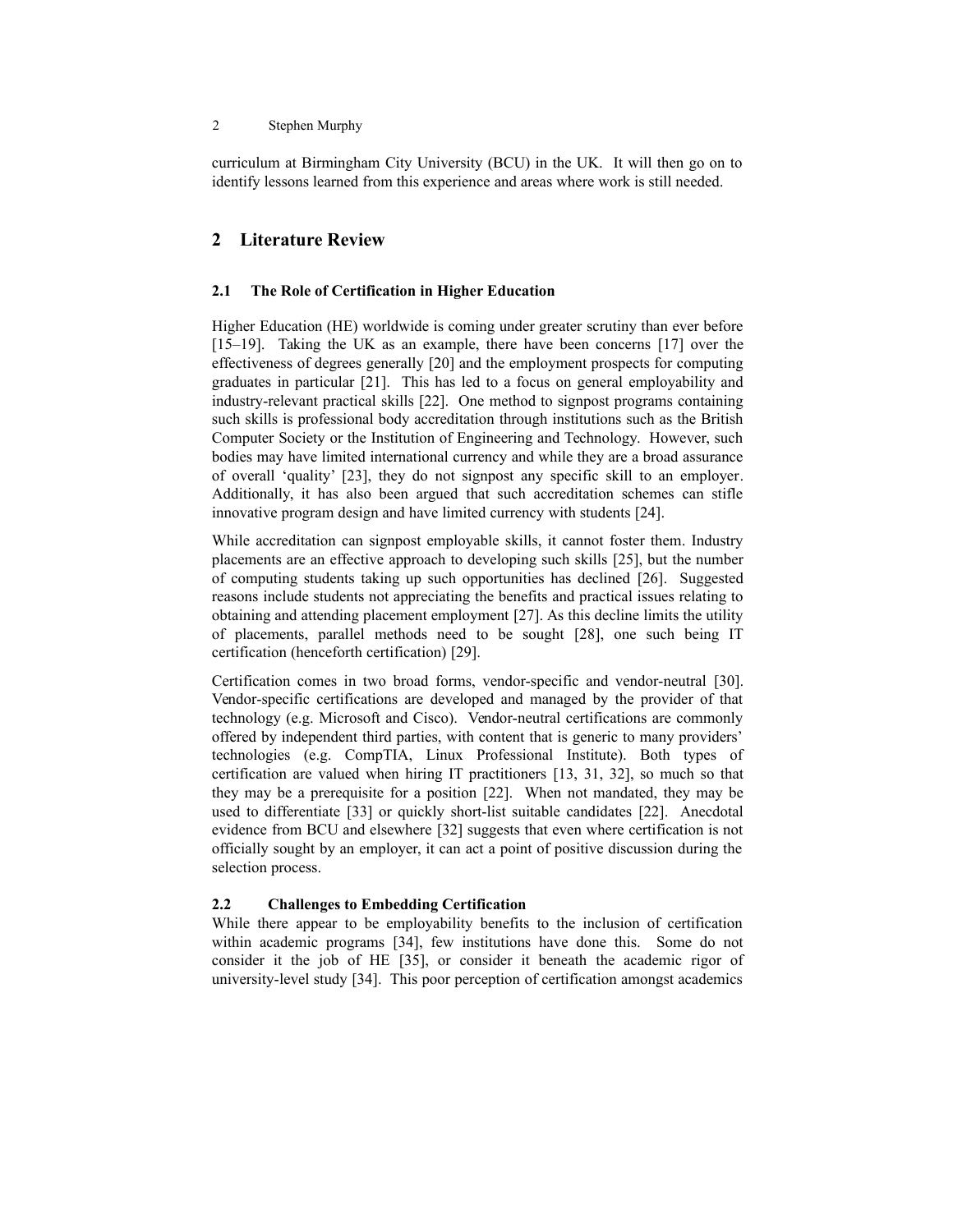curriculum at Birmingham City University (BCU) in the UK. It will then go on to identify lessons learned from this experience and areas where work is still needed.

## 2 Literature Review

### 2.1 The Role of Certification in Higher Education

Higher Education (HE) worldwide is coming under greater scrutiny than ever before [15–19]. Taking the UK as an example, there have been concerns [17] over the effectiveness of degrees generally [20] and the employment prospects for computing graduates in particular [21]. This has led to a focus on general employability and industry-relevant practical skills [22]. One method to signpost programs containing such skills is professional body accreditation through institutions such as the British Computer Society or the Institution of Engineering and Technology. However, such bodies may have limited international currency and while they are a broad assurance of overall 'quality' [23], they do not signpost any specific skill to an employer. Additionally, it has also been argued that such accreditation schemes can stifle innovative program design and have limited currency with students [24].

While accreditation can signpost employable skills, it cannot foster them. Industry placements are an effective approach to developing such skills [25], but the number of computing students taking up such opportunities has declined [26]. Suggested reasons include students not appreciating the benefits and practical issues relating to obtaining and attending placement employment [27]. As this decline limits the utility of placements, parallel methods need to be sought [28], one such being IT certification (henceforth certification) [29].

Certification comes in two broad forms, vendor-specific and vendor-neutral [30]. Vendor-specific certifications are developed and managed by the provider of that technology (e.g. Microsoft and Cisco). Vendor-neutral certifications are commonly offered by independent third parties, with content that is generic to many providers' technologies (e.g. CompTIA, Linux Professional Institute). Both types of certification are valued when hiring IT practitioners [13, 31, 32], so much so that they may be a prerequisite for a position [22]. When not mandated, they may be used to differentiate [33] or quickly short-list suitable candidates [22]. Anecdotal evidence from BCU and elsewhere [32] suggests that even where certification is not officially sought by an employer, it can act a point of positive discussion during the selection process.

### 2.2 Challenges to Embedding Certification

While there appear to be employability benefits to the inclusion of certification within academic programs [34], few institutions have done this. Some do not consider it the job of HE [35], or consider it beneath the academic rigor of university-level study [34]. This poor perception of certification amongst academics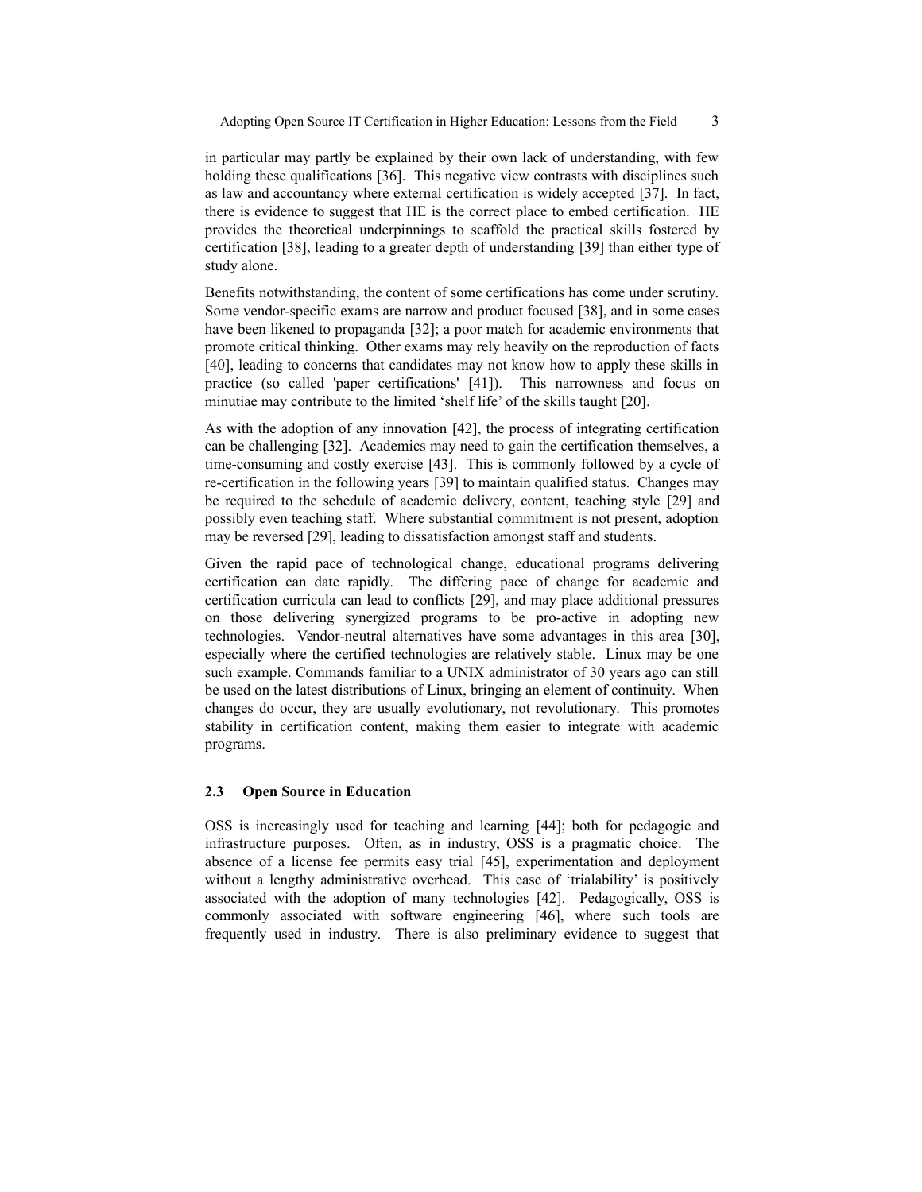in particular may partly be explained by their own lack of understanding, with few holding these qualifications [36]. This negative view contrasts with disciplines such as law and accountancy where external certification is widely accepted [37]. In fact, there is evidence to suggest that HE is the correct place to embed certification. HE provides the theoretical underpinnings to scaffold the practical skills fostered by certification [38], leading to a greater depth of understanding [39] than either type of study alone.

Benefits notwithstanding, the content of some certifications has come under scrutiny. Some vendor-specific exams are narrow and product focused [38], and in some cases have been likened to propaganda [32]; a poor match for academic environments that promote critical thinking. Other exams may rely heavily on the reproduction of facts [40], leading to concerns that candidates may not know how to apply these skills in practice (so called 'paper certifications' [41]). This narrowness and focus on minutiae may contribute to the limited 'shelf life' of the skills taught [20].

As with the adoption of any innovation [42], the process of integrating certification can be challenging [32]. Academics may need to gain the certification themselves, a time-consuming and costly exercise [43]. This is commonly followed by a cycle of re-certification in the following years [39] to maintain qualified status. Changes may be required to the schedule of academic delivery, content, teaching style [29] and possibly even teaching staff. Where substantial commitment is not present, adoption may be reversed [29], leading to dissatisfaction amongst staff and students.

Given the rapid pace of technological change, educational programs delivering certification can date rapidly. The differing pace of change for academic and certification curricula can lead to conflicts [29], and may place additional pressures on those delivering synergized programs to be pro-active in adopting new technologies. Vendor-neutral alternatives have some advantages in this area [30], especially where the certified technologies are relatively stable. Linux may be one such example. Commands familiar to a UNIX administrator of 30 years ago can still be used on the latest distributions of Linux, bringing an element of continuity. When changes do occur, they are usually evolutionary, not revolutionary. This promotes stability in certification content, making them easier to integrate with academic programs.

### 2.3 Open Source in Education

OSS is increasingly used for teaching and learning [44]; both for pedagogic and infrastructure purposes. Often, as in industry, OSS is a pragmatic choice. The absence of a license fee permits easy trial [45], experimentation and deployment without a lengthy administrative overhead. This ease of 'trialability' is positively associated with the adoption of many technologies [42]. Pedagogically, OSS is commonly associated with software engineering [46], where such tools are frequently used in industry. There is also preliminary evidence to suggest that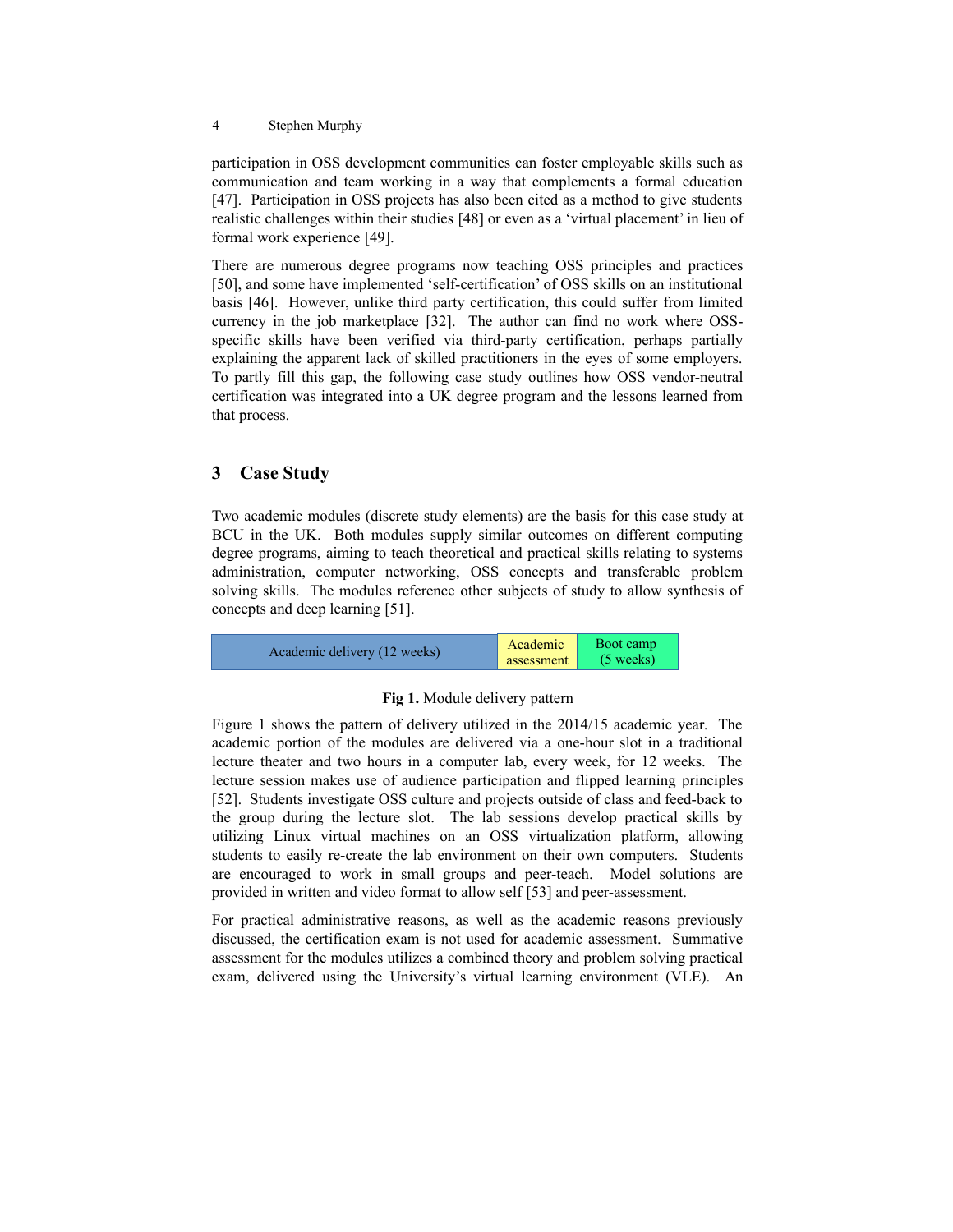participation in OSS development communities can foster employable skills such as communication and team working in a way that complements a formal education [47]. Participation in OSS projects has also been cited as a method to give students realistic challenges within their studies [48] or even as a 'virtual placement' in lieu of formal work experience [49].

There are numerous degree programs now teaching OSS principles and practices [50], and some have implemented 'self-certification' of OSS skills on an institutional basis [46]. However, unlike third party certification, this could suffer from limited currency in the job marketplace [32]. The author can find no work where OSS-specific skills have been verified via third-party certification, perhaps partially explaining the apparent lack of skilled practitioners in the eyes of some employers. To partly fill this gap, the following case study outlines how OSS vendor-neutral certification was integrated into a UK degree program and the lessons learned from that process.

## 3 Case Study

Two academic modules (discrete study elements) are the basis for this case study at BCU in the UK. Both modules supply similar outcomes on different computing degree programs, aiming to teach theoretical and practical skills relating to systems administration, computer networking, OSS concepts and transferable problem solving skills. The modules reference other subjects of study to allow synthesis of concepts and deep learning [51].

| Academic delivery (12 weeks) | Academic assessment | Boot camp (5 weeks) |
|---|---|---|

**Fig 1.** Module delivery pattern

Figure 1 shows the pattern of delivery utilized in the 2014/15 academic year. The academic portion of the modules are delivered via a one-hour slot in a traditional lecture theater and two hours in a computer lab, every week, for 12 weeks. The lecture session makes use of audience participation and flipped learning principles [52]. Students investigate OSS culture and projects outside of class and feed-back to the group during the lecture slot. The lab sessions develop practical skills by utilizing Linux virtual machines on an OSS virtualization platform, allowing students to easily re-create the lab environment on their own computers. Students are encouraged to work in small groups and peer-teach. Model solutions are provided in written and video format to allow self [53] and peer-assessment.

For practical administrative reasons, as well as the academic reasons previously discussed, the certification exam is not used for academic assessment. Summative assessment for the modules utilizes a combined theory and problem solving practical exam, delivered using the University's virtual learning environment (VLE). An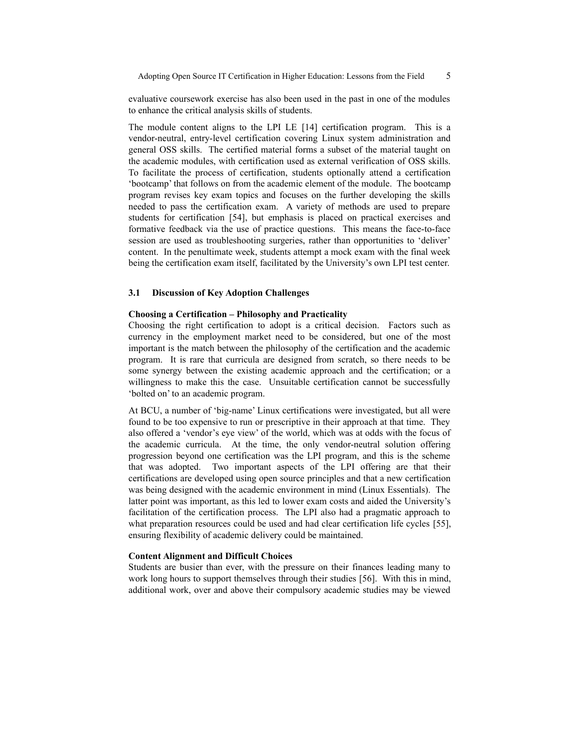evaluative coursework exercise has also been used in the past in one of the modules to enhance the critical analysis skills of students.

The module content aligns to the LPI LE [14] certification program. This is a vendor-neutral, entry-level certification covering Linux system administration and general OSS skills. The certified material forms a subset of the material taught on the academic modules, with certification used as external verification of OSS skills. To facilitate the process of certification, students optionally attend a certification 'bootcamp' that follows on from the academic element of the module. The bootcamp program revises key exam topics and focuses on the further developing the skills needed to pass the certification exam. A variety of methods are used to prepare students for certification [54], but emphasis is placed on practical exercises and formative feedback via the use of practice questions. This means the face-to-face session are used as troubleshooting surgeries, rather than opportunities to 'deliver' content. In the penultimate week, students attempt a mock exam with the final week being the certification exam itself, facilitated by the University's own LPI test center.

### 3.1 Discussion of Key Adoption Challenges

**Choosing a Certification – Philosophy and Practicality**

Choosing the right certification to adopt is a critical decision. Factors such as currency in the employment market need to be considered, but one of the most important is the match between the philosophy of the certification and the academic program. It is rare that curricula are designed from scratch, so there needs to be some synergy between the existing academic approach and the certification; or a willingness to make this the case. Unsuitable certification cannot be successfully 'bolted on' to an academic program.

At BCU, a number of 'big-name' Linux certifications were investigated, but all were found to be too expensive to run or prescriptive in their approach at that time. They also offered a 'vendor's eye view' of the world, which was at odds with the focus of the academic curricula. At the time, the only vendor-neutral solution offering progression beyond one certification was the LPI program, and this is the scheme that was adopted. Two important aspects of the LPI offering are that their certifications are developed using open source principles and that a new certification was being designed with the academic environment in mind (Linux Essentials). The latter point was important, as this led to lower exam costs and aided the University's facilitation of the certification process. The LPI also had a pragmatic approach to what preparation resources could be used and had clear certification life cycles [55], ensuring flexibility of academic delivery could be maintained.

**Content Alignment and Difficult Choices**

Students are busier than ever, with the pressure on their finances leading many to work long hours to support themselves through their studies [56]. With this in mind, additional work, over and above their compulsory academic studies may be viewed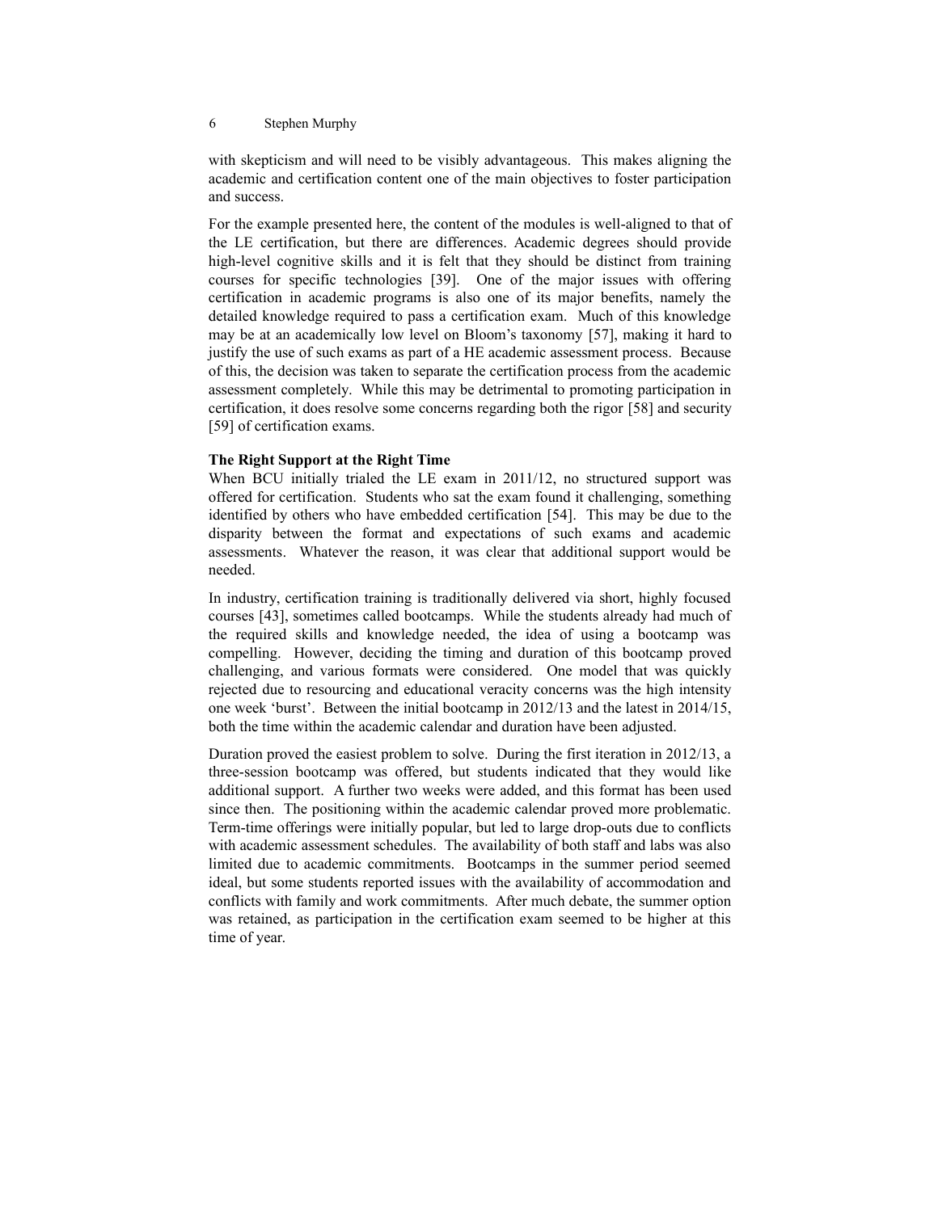with skepticism and will need to be visibly advantageous. This makes aligning the academic and certification content one of the main objectives to foster participation and success.

For the example presented here, the content of the modules is well-aligned to that of the LE certification, but there are differences. Academic degrees should provide high-level cognitive skills and it is felt that they should be distinct from training courses for specific technologies [39]. One of the major issues with offering certification in academic programs is also one of its major benefits, namely the detailed knowledge required to pass a certification exam. Much of this knowledge may be at an academically low level on Bloom's taxonomy [57], making it hard to justify the use of such exams as part of a HE academic assessment process. Because of this, the decision was taken to separate the certification process from the academic assessment completely. While this may be detrimental to promoting participation in certification, it does resolve some concerns regarding both the rigor [58] and security [59] of certification exams.

**The Right Support at the Right Time**

When BCU initially trialed the LE exam in 2011/12, no structured support was offered for certification. Students who sat the exam found it challenging, something identified by others who have embedded certification [54]. This may be due to the disparity between the format and expectations of such exams and academic assessments. Whatever the reason, it was clear that additional support would be needed.

In industry, certification training is traditionally delivered via short, highly focused courses [43], sometimes called bootcamps. While the students already had much of the required skills and knowledge needed, the idea of using a bootcamp was compelling. However, deciding the timing and duration of this bootcamp proved challenging, and various formats were considered. One model that was quickly rejected due to resourcing and educational veracity concerns was the high intensity one week 'burst'. Between the initial bootcamp in 2012/13 and the latest in 2014/15, both the time within the academic calendar and duration have been adjusted.

Duration proved the easiest problem to solve. During the first iteration in 2012/13, a three-session bootcamp was offered, but students indicated that they would like additional support. A further two weeks were added, and this format has been used since then. The positioning within the academic calendar proved more problematic. Term-time offerings were initially popular, but led to large drop-outs due to conflicts with academic assessment schedules. The availability of both staff and labs was also limited due to academic commitments. Bootcamps in the summer period seemed ideal, but some students reported issues with the availability of accommodation and conflicts with family and work commitments. After much debate, the summer option was retained, as participation in the certification exam seemed to be higher at this time of year.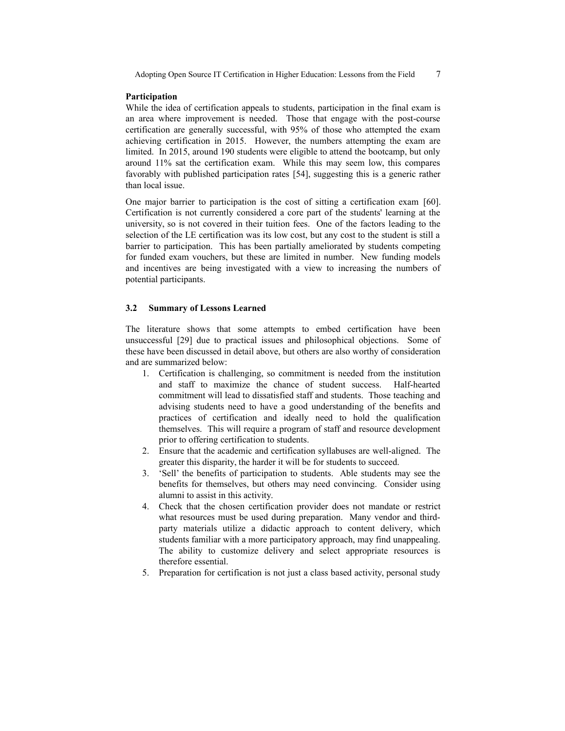**Participation**

While the idea of certification appeals to students, participation in the final exam is an area where improvement is needed. Those that engage with the post-course certification are generally successful, with 95% of those who attempted the exam achieving certification in 2015. However, the numbers attempting the exam are limited. In 2015, around 190 students were eligible to attend the bootcamp, but only around 11% sat the certification exam. While this may seem low, this compares favorably with published participation rates [54], suggesting this is a generic rather than local issue.

One major barrier to participation is the cost of sitting a certification exam [60]. Certification is not currently considered a core part of the students' learning at the university, so is not covered in their tuition fees. One of the factors leading to the selection of the LE certification was its low cost, but any cost to the student is still a barrier to participation. This has been partially ameliorated by students competing for funded exam vouchers, but these are limited in number. New funding models and incentives are being investigated with a view to increasing the numbers of potential participants.

### 3.2 Summary of Lessons Learned

The literature shows that some attempts to embed certification have been unsuccessful [29] due to practical issues and philosophical objections. Some of these have been discussed in detail above, but others are also worthy of consideration and are summarized below:

1. Certification is challenging, so commitment is needed from the institution and staff to maximize the chance of student success. Half-hearted commitment will lead to dissatisfied staff and students. Those teaching and advising students need to have a good understanding of the benefits and practices of certification and ideally need to hold the qualification themselves. This will require a program of staff and resource development prior to offering certification to students.
2. Ensure that the academic and certification syllabuses are well-aligned. The greater this disparity, the harder it will be for students to succeed.
3. 'Sell' the benefits of participation to students. Able students may see the benefits for themselves, but others may need convincing. Consider using alumni to assist in this activity.
4. Check that the chosen certification provider does not mandate or restrict what resources must be used during preparation. Many vendor and third-party materials utilize a didactic approach to content delivery, which students familiar with a more participatory approach, may find unappealing. The ability to customize delivery and select appropriate resources is therefore essential.
5. Preparation for certification is not just a class based activity, personal study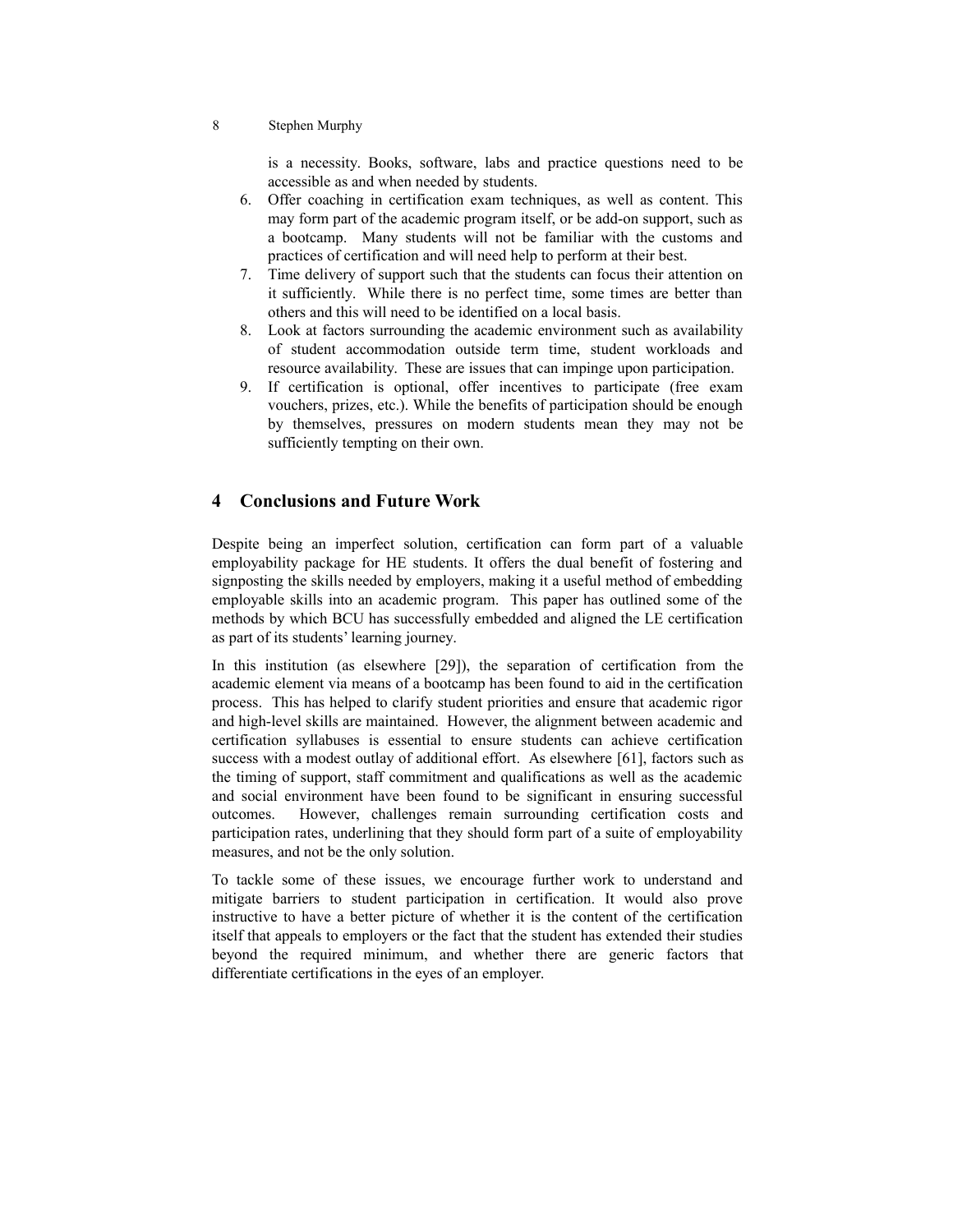is a necessity. Books, software, labs and practice questions need to be accessible as and when needed by students.

6. Offer coaching in certification exam techniques, as well as content. This may form part of the academic program itself, or be add-on support, such as a bootcamp. Many students will not be familiar with the customs and practices of certification and will need help to perform at their best.
7. Time delivery of support such that the students can focus their attention on it sufficiently. While there is no perfect time, some times are better than others and this will need to be identified on a local basis.
8. Look at factors surrounding the academic environment such as availability of student accommodation outside term time, student workloads and resource availability. These are issues that can impinge upon participation.
9. If certification is optional, offer incentives to participate (free exam vouchers, prizes, etc.). While the benefits of participation should be enough by themselves, pressures on modern students mean they may not be sufficiently tempting on their own.

## 4 Conclusions and Future Work

Despite being an imperfect solution, certification can form part of a valuable employability package for HE students. It offers the dual benefit of fostering and signposting the skills needed by employers, making it a useful method of embedding employable skills into an academic program. This paper has outlined some of the methods by which BCU has successfully embedded and aligned the LE certification as part of its students' learning journey.

In this institution (as elsewhere [29]), the separation of certification from the academic element via means of a bootcamp has been found to aid in the certification process. This has helped to clarify student priorities and ensure that academic rigor and high-level skills are maintained. However, the alignment between academic and certification syllabuses is essential to ensure students can achieve certification success with a modest outlay of additional effort. As elsewhere [61], factors such as the timing of support, staff commitment and qualifications as well as the academic and social environment have been found to be significant in ensuring successful outcomes. However, challenges remain surrounding certification costs and participation rates, underlining that they should form part of a suite of employability measures, and not be the only solution.

To tackle some of these issues, we encourage further work to understand and mitigate barriers to student participation in certification. It would also prove instructive to have a better picture of whether it is the content of the certification itself that appeals to employers or the fact that the student has extended their studies beyond the required minimum, and whether there are generic factors that differentiate certifications in the eyes of an employer.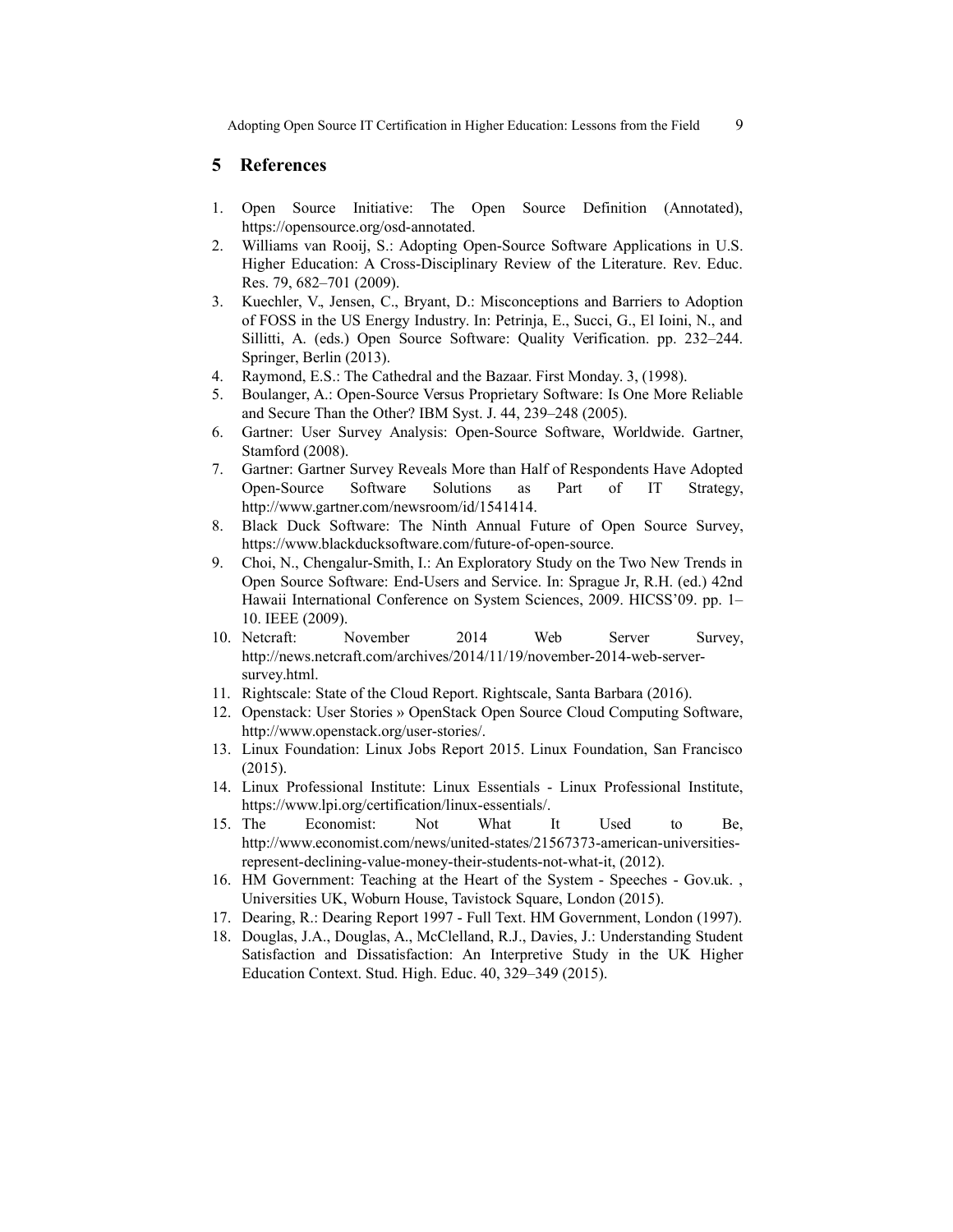## 5 References

1. Open Source Initiative: The Open Source Definition (Annotated), https://opensource.org/osd-annotated.
2. Williams van Rooij, S.: Adopting Open-Source Software Applications in U.S. Higher Education: A Cross-Disciplinary Review of the Literature. Rev. Educ. Res. 79, 682–701 (2009).
3. Kuechler, V., Jensen, C., Bryant, D.: Misconceptions and Barriers to Adoption of FOSS in the US Energy Industry. In: Petrinja, E., Succi, G., El Ioini, N., and Sillitti, A. (eds.) Open Source Software: Quality Verification. pp. 232–244. Springer, Berlin (2013).
4. Raymond, E.S.: The Cathedral and the Bazaar. First Monday. 3, (1998).
5. Boulanger, A.: Open-Source Versus Proprietary Software: Is One More Reliable and Secure Than the Other? IBM Syst. J. 44, 239–248 (2005).
6. Gartner: User Survey Analysis: Open-Source Software, Worldwide. Gartner, Stamford (2008).
7. Gartner: Gartner Survey Reveals More than Half of Respondents Have Adopted Open-Source Software Solutions as Part of IT Strategy, http://www.gartner.com/newsroom/id/1541414.
8. Black Duck Software: The Ninth Annual Future of Open Source Survey, https://www.blackducksoftware.com/future-of-open-source.
9. Choi, N., Chengalur-Smith, I.: An Exploratory Study on the Two New Trends in Open Source Software: End-Users and Service. In: Sprague Jr, R.H. (ed.) 42nd Hawaii International Conference on System Sciences, 2009. HICSS'09. pp. 1–10. IEEE (2009).
10. Netcraft: November 2014 Web Server Survey, http://news.netcraft.com/archives/2014/11/19/november-2014-web-server-survey.html.
11. Rightscale: State of the Cloud Report. Rightscale, Santa Barbara (2016).
12. Openstack: User Stories » OpenStack Open Source Cloud Computing Software, http://www.openstack.org/user-stories/.
13. Linux Foundation: Linux Jobs Report 2015. Linux Foundation, San Francisco (2015).
14. Linux Professional Institute: Linux Essentials - Linux Professional Institute, https://www.lpi.org/certification/linux-essentials/.
15. The Economist: Not What It Used to Be, http://www.economist.com/news/united-states/21567373-american-universities-represent-declining-value-money-their-students-not-what-it, (2012).
16. HM Government: Teaching at the Heart of the System - Speeches - Gov.uk. , Universities UK, Woburn House, Tavistock Square, London (2015).
17. Dearing, R.: Dearing Report 1997 - Full Text. HM Government, London (1997).
18. Douglas, J.A., Douglas, A., McClelland, R.J., Davies, J.: Understanding Student Satisfaction and Dissatisfaction: An Interpretive Study in the UK Higher Education Context. Stud. High. Educ. 40, 329–349 (2015).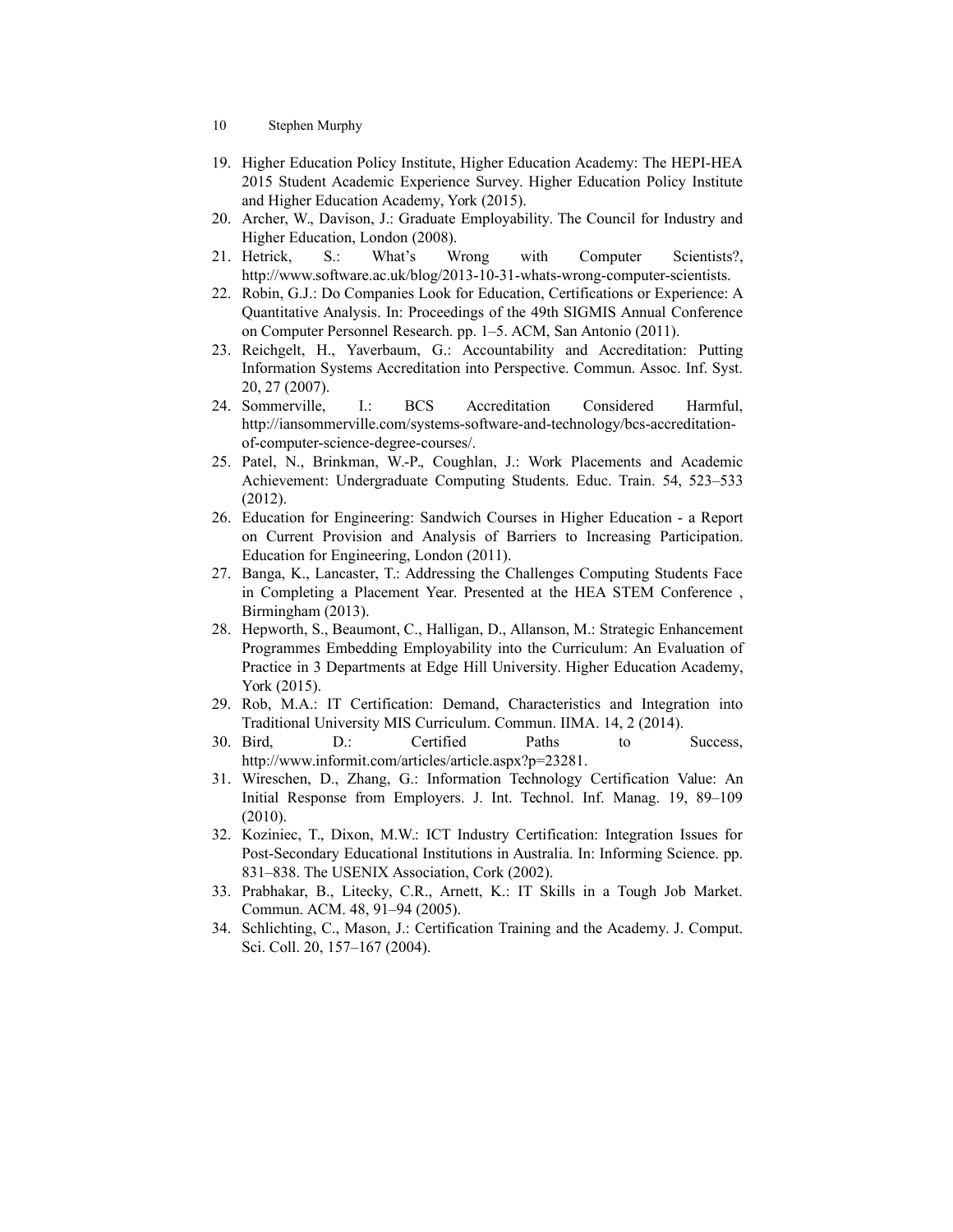19. Higher Education Policy Institute, Higher Education Academy: The HEPI-HEA 2015 Student Academic Experience Survey. Higher Education Policy Institute and Higher Education Academy, York (2015).
20. Archer, W., Davison, J.: Graduate Employability. The Council for Industry and Higher Education, London (2008).
21. Hetrick, S.: What's Wrong with Computer Scientists?, http://www.software.ac.uk/blog/2013-10-31-whats-wrong-computer-scientists.
22. Robin, G.J.: Do Companies Look for Education, Certifications or Experience: A Quantitative Analysis. In: Proceedings of the 49th SIGMIS Annual Conference on Computer Personnel Research. pp. 1–5. ACM, San Antonio (2011).
23. Reichgelt, H., Yaverbaum, G.: Accountability and Accreditation: Putting Information Systems Accreditation into Perspective. Commun. Assoc. Inf. Syst. 20, 27 (2007).
24. Sommerville, I.: BCS Accreditation Considered Harmful, http://iansommerville.com/systems-software-and-technology/bcs-accreditation-of-computer-science-degree-courses/.
25. Patel, N., Brinkman, W.-P., Coughlan, J.: Work Placements and Academic Achievement: Undergraduate Computing Students. Educ. Train. 54, 523–533 (2012).
26. Education for Engineering: Sandwich Courses in Higher Education - a Report on Current Provision and Analysis of Barriers to Increasing Participation. Education for Engineering, London (2011).
27. Banga, K., Lancaster, T.: Addressing the Challenges Computing Students Face in Completing a Placement Year. Presented at the HEA STEM Conference , Birmingham (2013).
28. Hepworth, S., Beaumont, C., Halligan, D., Allanson, M.: Strategic Enhancement Programmes Embedding Employability into the Curriculum: An Evaluation of Practice in 3 Departments at Edge Hill University. Higher Education Academy, York (2015).
29. Rob, M.A.: IT Certification: Demand, Characteristics and Integration into Traditional University MIS Curriculum. Commun. IIMA. 14, 2 (2014).
30. Bird, D.: Certified Paths to Success, http://www.informit.com/articles/article.aspx?p=23281.
31. Wireschen, D., Zhang, G.: Information Technology Certification Value: An Initial Response from Employers. J. Int. Technol. Inf. Manag. 19, 89–109 (2010).
32. Koziniec, T., Dixon, M.W.: ICT Industry Certification: Integration Issues for Post-Secondary Educational Institutions in Australia. In: Informing Science. pp. 831–838. The USENIX Association, Cork (2002).
33. Prabhakar, B., Litecky, C.R., Arnett, K.: IT Skills in a Tough Job Market. Commun. ACM. 48, 91–94 (2005).
34. Schlichting, C., Mason, J.: Certification Training and the Academy. J. Comput. Sci. Coll. 20, 157–167 (2004).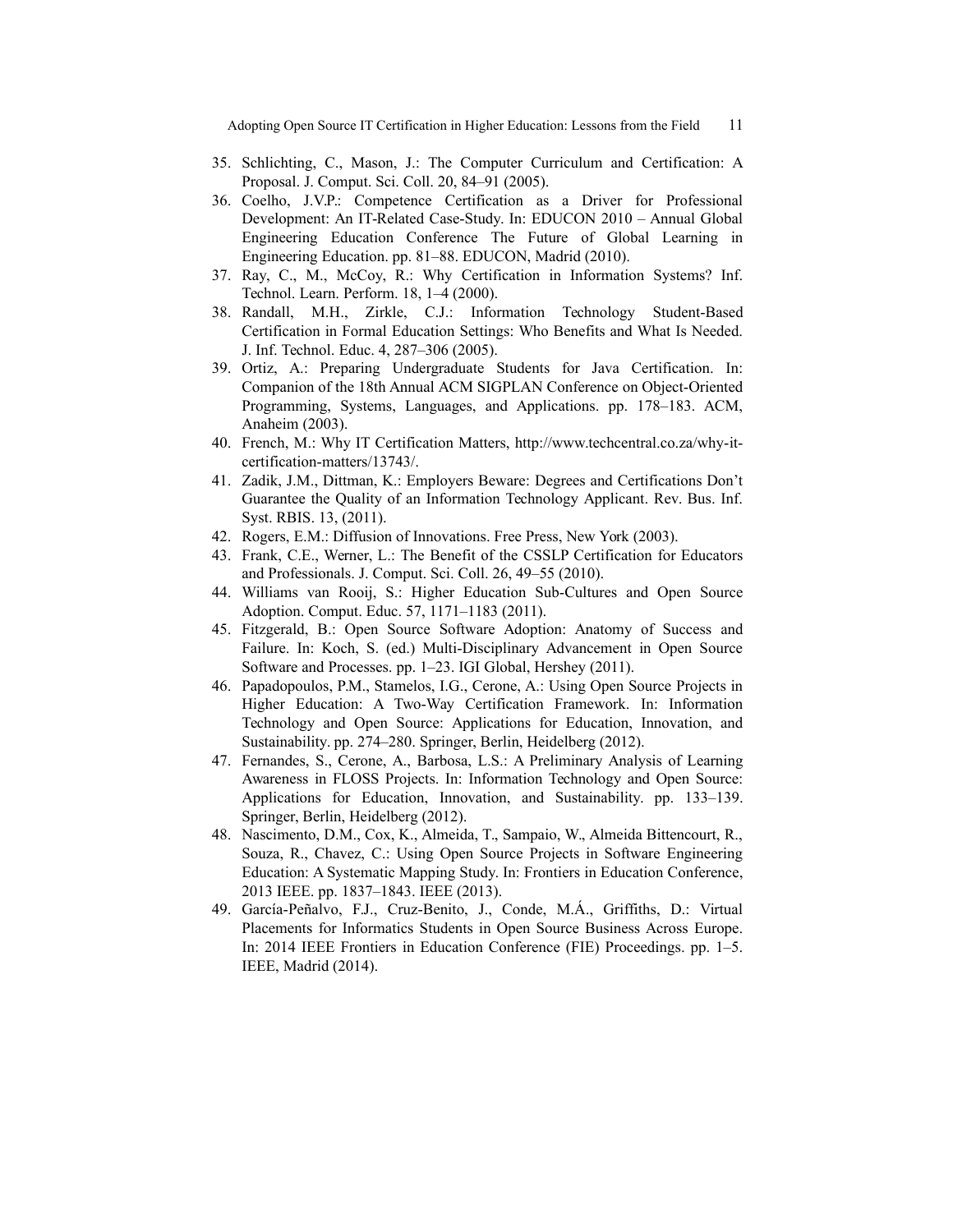35. Schlichting, C., Mason, J.: The Computer Curriculum and Certification: A Proposal. J. Comput. Sci. Coll. 20, 84–91 (2005).
36. Coelho, J.V.P.: Competence Certification as a Driver for Professional Development: An IT-Related Case-Study. In: EDUCON 2010 – Annual Global Engineering Education Conference The Future of Global Learning in Engineering Education. pp. 81–88. EDUCON, Madrid (2010).
37. Ray, C., M., McCoy, R.: Why Certification in Information Systems? Inf. Technol. Learn. Perform. 18, 1–4 (2000).
38. Randall, M.H., Zirkle, C.J.: Information Technology Student-Based Certification in Formal Education Settings: Who Benefits and What Is Needed. J. Inf. Technol. Educ. 4, 287–306 (2005).
39. Ortiz, A.: Preparing Undergraduate Students for Java Certification. In: Companion of the 18th Annual ACM SIGPLAN Conference on Object-Oriented Programming, Systems, Languages, and Applications. pp. 178–183. ACM, Anaheim (2003).
40. French, M.: Why IT Certification Matters, http://www.techcentral.co.za/why-it-certification-matters/13743/.
41. Zadik, J.M., Dittman, K.: Employers Beware: Degrees and Certifications Don't Guarantee the Quality of an Information Technology Applicant. Rev. Bus. Inf. Syst. RBIS. 13, (2011).
42. Rogers, E.M.: Diffusion of Innovations. Free Press, New York (2003).
43. Frank, C.E., Werner, L.: The Benefit of the CSSLP Certification for Educators and Professionals. J. Comput. Sci. Coll. 26, 49–55 (2010).
44. Williams van Rooij, S.: Higher Education Sub-Cultures and Open Source Adoption. Comput. Educ. 57, 1171–1183 (2011).
45. Fitzgerald, B.: Open Source Software Adoption: Anatomy of Success and Failure. In: Koch, S. (ed.) Multi-Disciplinary Advancement in Open Source Software and Processes. pp. 1–23. IGI Global, Hershey (2011).
46. Papadopoulos, P.M., Stamelos, I.G., Cerone, A.: Using Open Source Projects in Higher Education: A Two-Way Certification Framework. In: Information Technology and Open Source: Applications for Education, Innovation, and Sustainability. pp. 274–280. Springer, Berlin, Heidelberg (2012).
47. Fernandes, S., Cerone, A., Barbosa, L.S.: A Preliminary Analysis of Learning Awareness in FLOSS Projects. In: Information Technology and Open Source: Applications for Education, Innovation, and Sustainability. pp. 133–139. Springer, Berlin, Heidelberg (2012).
48. Nascimento, D.M., Cox, K., Almeida, T., Sampaio, W., Almeida Bittencourt, R., Souza, R., Chavez, C.: Using Open Source Projects in Software Engineering Education: A Systematic Mapping Study. In: Frontiers in Education Conference, 2013 IEEE. pp. 1837–1843. IEEE (2013).
49. García-Peñalvo, F.J., Cruz-Benito, J., Conde, M.Á., Griffiths, D.: Virtual Placements for Informatics Students in Open Source Business Across Europe. In: 2014 IEEE Frontiers in Education Conference (FIE) Proceedings. pp. 1–5. IEEE, Madrid (2014).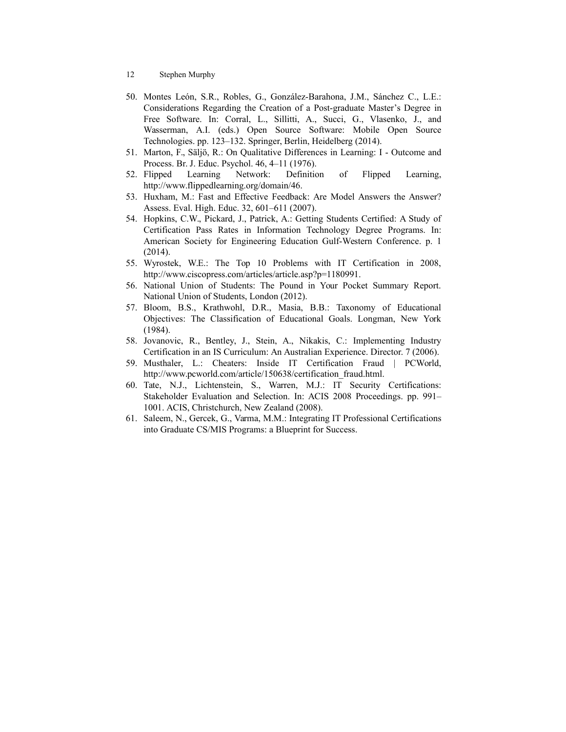50. Montes León, S.R., Robles, G., González-Barahona, J.M., Sánchez C., L.E.: Considerations Regarding the Creation of a Post-graduate Master's Degree in Free Software. In: Corral, L., Sillitti, A., Succi, G., Vlasenko, J., and Wasserman, A.I. (eds.) Open Source Software: Mobile Open Source Technologies. pp. 123–132. Springer, Berlin, Heidelberg (2014).
51. Marton, F., Säljö, R.: On Qualitative Differences in Learning: I - Outcome and Process. Br. J. Educ. Psychol. 46, 4–11 (1976).
52. Flipped Learning Network: Definition of Flipped Learning, http://www.flippedlearning.org/domain/46.
53. Huxham, M.: Fast and Effective Feedback: Are Model Answers the Answer? Assess. Eval. High. Educ. 32, 601–611 (2007).
54. Hopkins, C.W., Pickard, J., Patrick, A.: Getting Students Certified: A Study of Certification Pass Rates in Information Technology Degree Programs. In: American Society for Engineering Education Gulf-Western Conference. p. 1 (2014).
55. Wyrostek, W.E.: The Top 10 Problems with IT Certification in 2008, http://www.ciscopress.com/articles/article.asp?p=1180991.
56. National Union of Students: The Pound in Your Pocket Summary Report. National Union of Students, London (2012).
57. Bloom, B.S., Krathwohl, D.R., Masia, B.B.: Taxonomy of Educational Objectives: The Classification of Educational Goals. Longman, New York (1984).
58. Jovanovic, R., Bentley, J., Stein, A., Nikakis, C.: Implementing Industry Certification in an IS Curriculum: An Australian Experience. Director. 7 (2006).
59. Musthaler, L.: Cheaters: Inside IT Certification Fraud | PCWorld, http://www.pcworld.com/article/150638/certification_fraud.html.
60. Tate, N.J., Lichtenstein, S., Warren, M.J.: IT Security Certifications: Stakeholder Evaluation and Selection. In: ACIS 2008 Proceedings. pp. 991–1001. ACIS, Christchurch, New Zealand (2008).
61. Saleem, N., Gercek, G., Varma, M.M.: Integrating IT Professional Certifications into Graduate CS/MIS Programs: a Blueprint for Success.